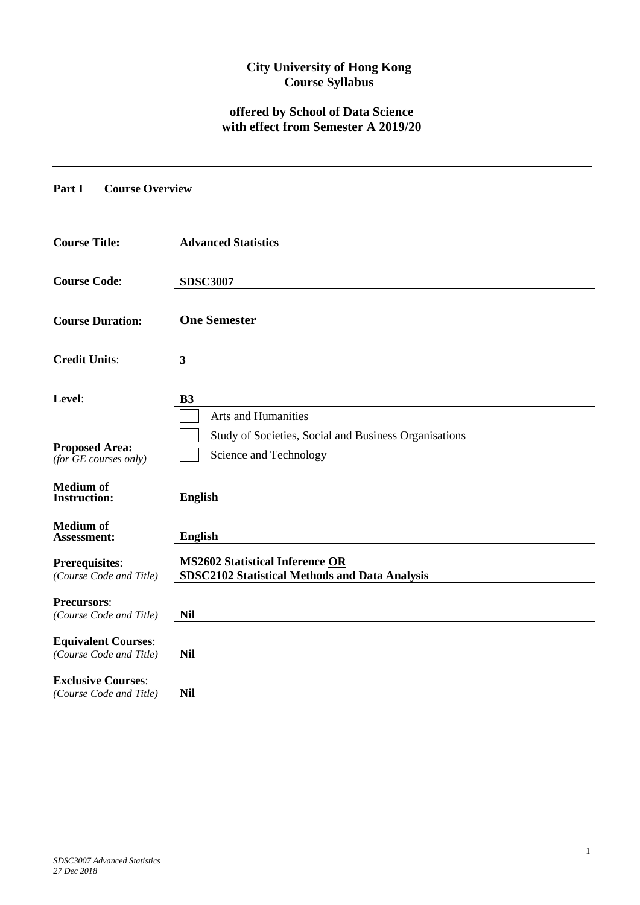**City University of Hong Kong**
**Course Syllabus**

**offered by School of Data Science**
**with effect from Semester A 2019/20**

---

**Part I Course Overview**

| | |
|---|---|
| **Course Title:** | **Advanced Statistics** |
| **Course Code**: | **SDSC3007** |
| **Course Duration:** | **One Semester** |
| **Credit Units**: | **3** |
| **Level**: | **B3** |
| **Proposed Area:** *(for GE courses only)* | ☐ Arts and Humanities<br>☐ Study of Societies, Social and Business Organisations<br>☐ Science and Technology |
| **Medium of Instruction:** | **English** |
| **Medium of Assessment:** | **English** |
| **Prerequisites**: *(Course Code and Title)* | **MS2602 Statistical Inference OR**<br>**SDSC2102 Statistical Methods and Data Analysis** |
| **Precursors**: *(Course Code and Title)* | **Nil** |
| **Equivalent Courses**: *(Course Code and Title)* | **Nil** |
| **Exclusive Courses**: *(Course Code and Title)* | **Nil** |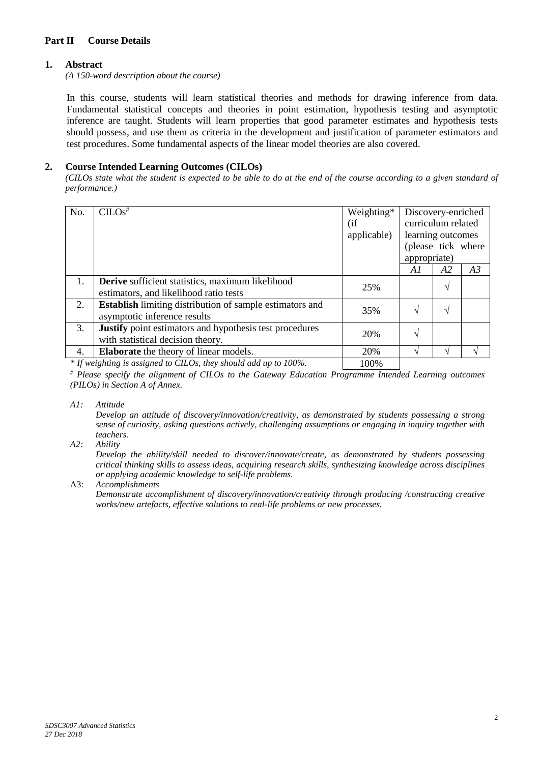## Part II Course Details

### 1. Abstract

*(A 150-word description about the course)*

In this course, students will learn statistical theories and methods for drawing inference from data. Fundamental statistical concepts and theories in point estimation, hypothesis testing and asymptotic inference are taught. Students will learn properties that good parameter estimates and hypothesis tests should possess, and use them as criteria in the development and justification of parameter estimators and test procedures. Some fundamental aspects of the linear model theories are also covered.

### 2. Course Intended Learning Outcomes (CILOs)

*(CILOs state what the student is expected to be able to do at the end of the course according to a given standard of performance.)*

| No. | CILOs# | Weighting* (if applicable) | Discovery-enriched curriculum related learning outcomes (please tick where appropriate) | | |
|---|---|---|---|---|---|
| | | | *A1* | *A2* | *A3* |
| 1. | **Derive** sufficient statistics, maximum likelihood estimators, and likelihood ratio tests | 25% | | √ | |
| 2. | **Establish** limiting distribution of sample estimators and asymptotic inference results | 35% | √ | √ | |
| 3. | **Justify** point estimators and hypothesis test procedures with statistical decision theory. | 20% | √ | | |
| 4. | **Elaborate** the theory of linear models. | 20% | √ | √ | √ |
| | *\* If weighting is assigned to CILOs, they should add up to 100%.* | 100% | | | |

*# Please specify the alignment of CILOs to the Gateway Education Programme Intended Learning outcomes (PILOs) in Section A of Annex.*

*A1: Attitude*
*Develop an attitude of discovery/innovation/creativity, as demonstrated by students possessing a strong sense of curiosity, asking questions actively, challenging assumptions or engaging in inquiry together with teachers.*

*A2: Ability*
*Develop the ability/skill needed to discover/innovate/create, as demonstrated by students possessing critical thinking skills to assess ideas, acquiring research skills, synthesizing knowledge across disciplines or applying academic knowledge to self-life problems.*

A3: *Accomplishments*
*Demonstrate accomplishment of discovery/innovation/creativity through producing /constructing creative works/new artefacts, effective solutions to real-life problems or new processes.*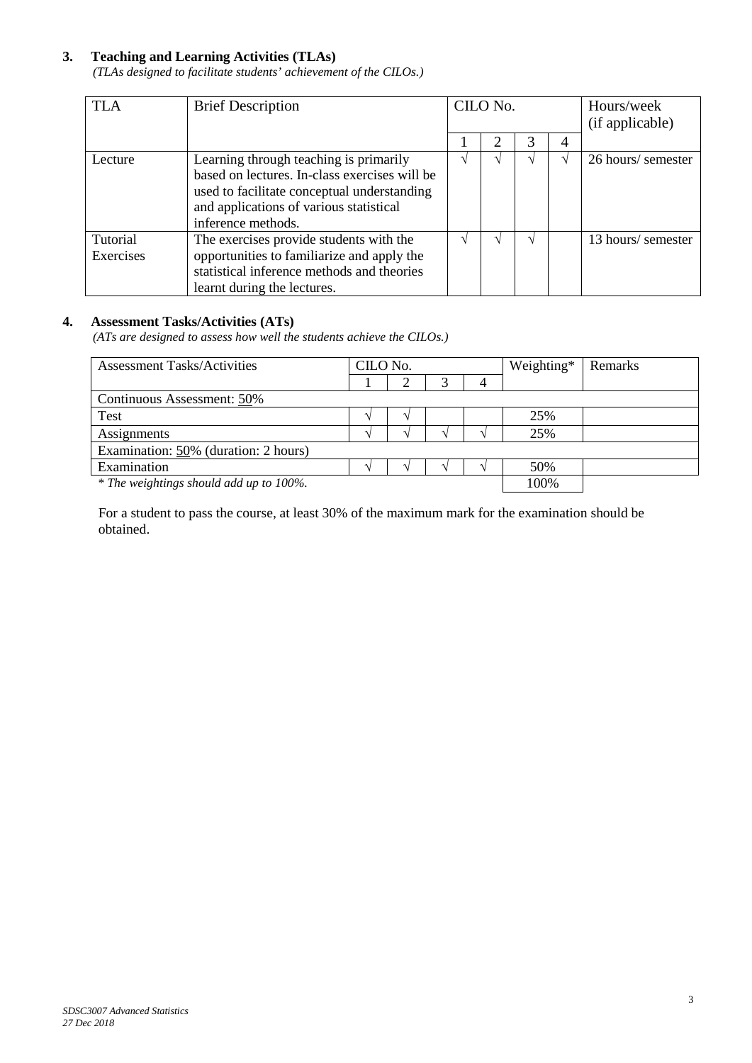### 3. Teaching and Learning Activities (TLAs)

*(TLAs designed to facilitate students' achievement of the CILOs.)*

| TLA | Brief Description | CILO No. | | | | Hours/week (if applicable) |
|---|---|---|---|---|---|---|
| | | 1 | 2 | 3 | 4 | |
| Lecture | Learning through teaching is primarily based on lectures. In-class exercises will be used to facilitate conceptual understanding and applications of various statistical inference methods. | √ | √ | √ | √ | 26 hours/ semester |
| Tutorial Exercises | The exercises provide students with the opportunities to familiarize and apply the statistical inference methods and theories learnt during the lectures. | √ | √ | √ | | 13 hours/ semester |

### 4. Assessment Tasks/Activities (ATs)

*(ATs are designed to assess how well the students achieve the CILOs.)*

| Assessment Tasks/Activities | CILO No. | | | | Weighting* | Remarks |
|---|---|---|---|---|---|---|
| | 1 | 2 | 3 | 4 | | |
| Continuous Assessment: 50% | | | | | | |
| Test | √ | √ | | | 25% | |
| Assignments | √ | √ | √ | √ | 25% | |
| Examination: 50% (duration: 2 hours) | | | | | | |
| Examination | √ | √ | √ | √ | 50% | |
| *\* The weightings should add up to 100%.* | | | | | 100% | |

For a student to pass the course, at least 30% of the maximum mark for the examination should be obtained.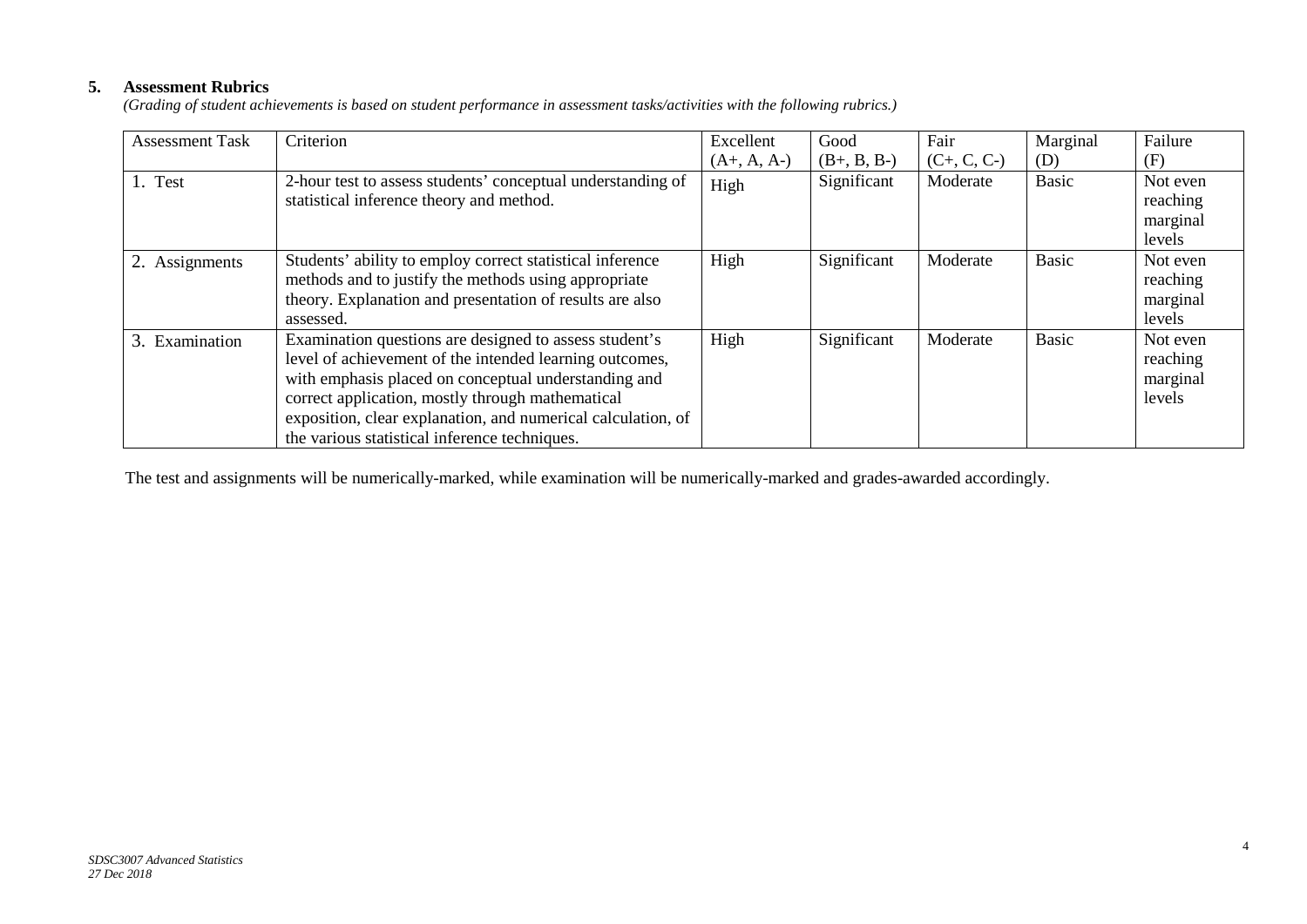## 5. Assessment Rubrics

*(Grading of student achievements is based on student performance in assessment tasks/activities with the following rubrics.)*

| Assessment Task | Criterion | Excellent (A+, A, A-) | Good (B+, B, B-) | Fair (C+, C, C-) | Marginal (D) | Failure (F) |
|---|---|---|---|---|---|---|
| 1. Test | 2-hour test to assess students' conceptual understanding of statistical inference theory and method. | High | Significant | Moderate | Basic | Not even reaching marginal levels |
| 2. Assignments | Students' ability to employ correct statistical inference methods and to justify the methods using appropriate theory. Explanation and presentation of results are also assessed. | High | Significant | Moderate | Basic | Not even reaching marginal levels |
| 3. Examination | Examination questions are designed to assess student's level of achievement of the intended learning outcomes, with emphasis placed on conceptual understanding and correct application, mostly through mathematical exposition, clear explanation, and numerical calculation, of the various statistical inference techniques. | High | Significant | Moderate | Basic | Not even reaching marginal levels |

The test and assignments will be numerically-marked, while examination will be numerically-marked and grades-awarded accordingly.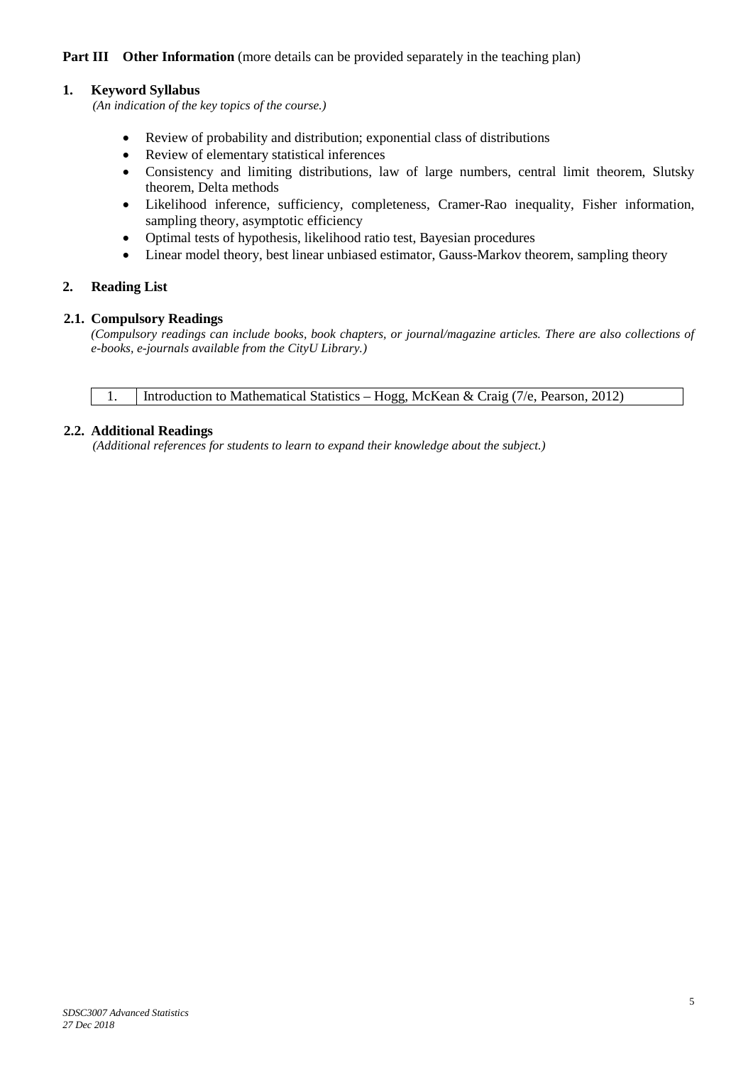**Part III Other Information** (more details can be provided separately in the teaching plan)

## 1. Keyword Syllabus

*(An indication of the key topics of the course.)*

- Review of probability and distribution; exponential class of distributions
- Review of elementary statistical inferences
- Consistency and limiting distributions, law of large numbers, central limit theorem, Slutsky theorem, Delta methods
- Likelihood inference, sufficiency, completeness, Cramer-Rao inequality, Fisher information, sampling theory, asymptotic efficiency
- Optimal tests of hypothesis, likelihood ratio test, Bayesian procedures
- Linear model theory, best linear unbiased estimator, Gauss-Markov theorem, sampling theory

## 2. Reading List

### 2.1. Compulsory Readings

*(Compulsory readings can include books, book chapters, or journal/magazine articles. There are also collections of e-books, e-journals available from the CityU Library.)*

| | |
|---|---|
| 1. | Introduction to Mathematical Statistics – Hogg, McKean & Craig (7/e, Pearson, 2012) |

### 2.2. Additional Readings

*(Additional references for students to learn to expand their knowledge about the subject.)*